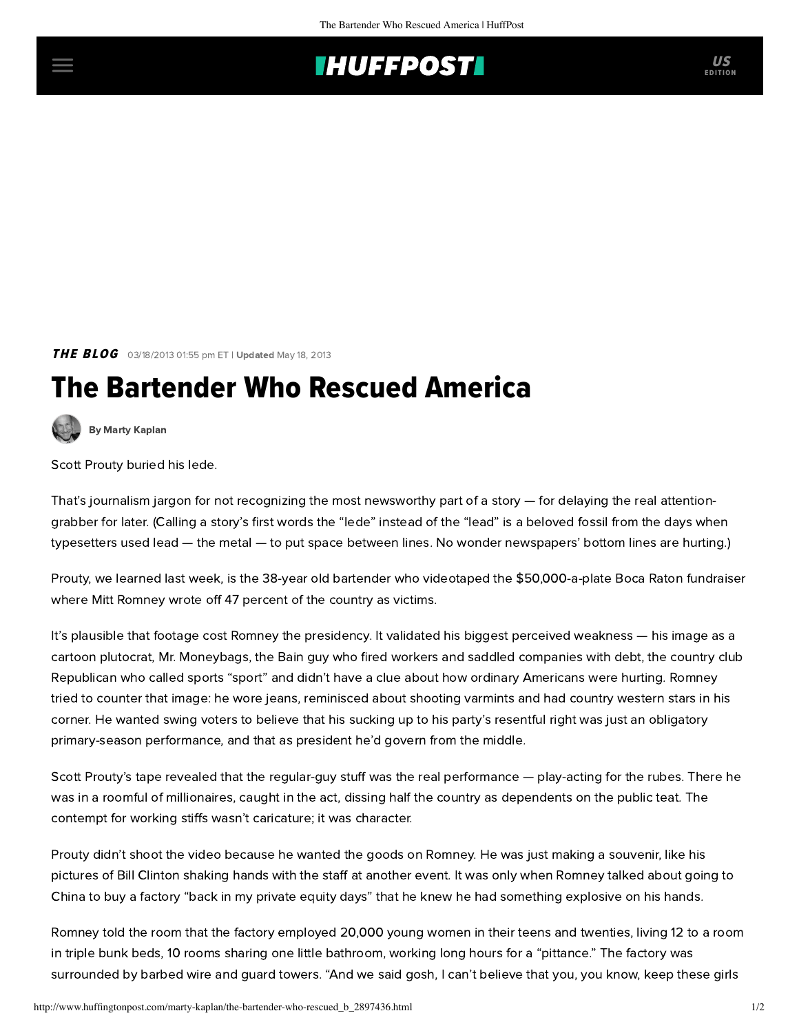*THE BLOG* 03/18/2013 01:55 pm ET | **Updated** May 18, 2013

# The Bartender Who Rescued America

**By Marty Kaplan**

Scott Prouty buried his lede.

That's journalism jargon for not recognizing the most newsworthy part of a story — for delaying the real attention-grabber for later. (Calling a story's first words the "lede" instead of the "lead" is a beloved fossil from the days when typesetters used lead — the metal — to put space between lines. No wonder newspapers' bottom lines are hurting.)

Prouty, we learned last week, is the 38-year old bartender who videotaped the $50,000-a-plate Boca Raton fundraiser where Mitt Romney wrote off 47 percent of the country as victims.

It's plausible that footage cost Romney the presidency. It validated his biggest perceived weakness — his image as a cartoon plutocrat, Mr. Moneybags, the Bain guy who fired workers and saddled companies with debt, the country club Republican who called sports "sport" and didn't have a clue about how ordinary Americans were hurting. Romney tried to counter that image: he wore jeans, reminisced about shooting varmints and had country western stars in his corner. He wanted swing voters to believe that his sucking up to his party's resentful right was just an obligatory primary-season performance, and that as president he'd govern from the middle.

Scott Prouty's tape revealed that the regular-guy stuff was the real performance — play-acting for the rubes. There he was in a roomful of millionaires, caught in the act, dissing half the country as dependents on the public teat. The contempt for working stiffs wasn't caricature; it was character.

Prouty didn't shoot the video because he wanted the goods on Romney. He was just making a souvenir, like his pictures of Bill Clinton shaking hands with the staff at another event. It was only when Romney talked about going to China to buy a factory "back in my private equity days" that he knew he had something explosive on his hands.

Romney told the room that the factory employed 20,000 young women in their teens and twenties, living 12 to a room in triple bunk beds, 10 rooms sharing one little bathroom, working long hours for a "pittance." The factory was surrounded by barbed wire and guard towers. "And we said gosh, I can't believe that you, you know, keep these girls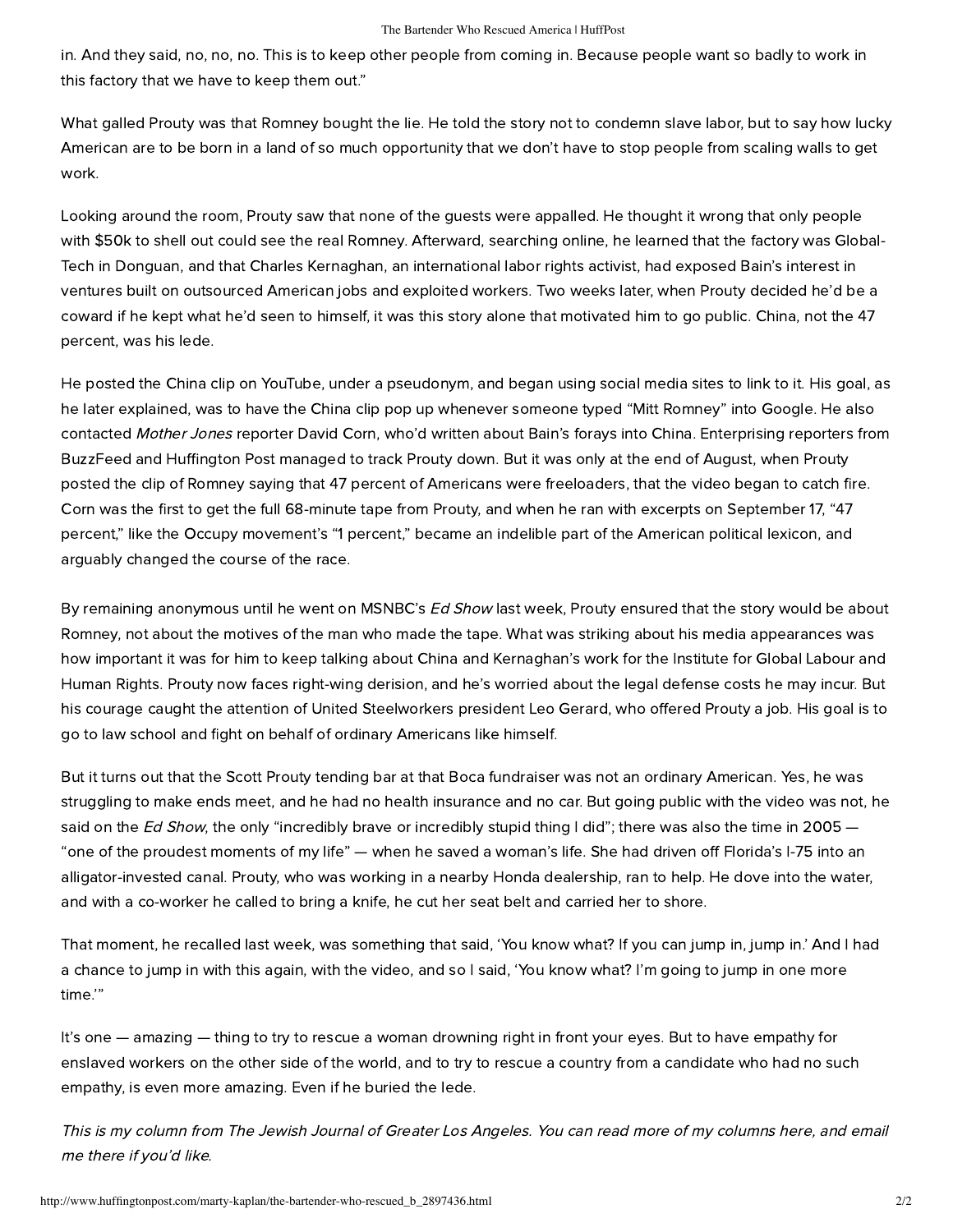in. And they said, no, no, no. This is to keep other people from coming in. Because people want so badly to work in this factory that we have to keep them out."

What galled Prouty was that Romney bought the lie. He told the story not to condemn slave labor, but to say how lucky American are to be born in a land of so much opportunity that we don't have to stop people from scaling walls to get work.

Looking around the room, Prouty saw that none of the guests were appalled. He thought it wrong that only people with $50k to shell out could see the real Romney. Afterward, searching online, he learned that the factory was Global-Tech in Donguan, and that Charles Kernaghan, an international labor rights activist, had exposed Bain's interest in ventures built on outsourced American jobs and exploited workers. Two weeks later, when Prouty decided he'd be a coward if he kept what he'd seen to himself, it was this story alone that motivated him to go public. China, not the 47 percent, was his lede.

He posted the China clip on YouTube, under a pseudonym, and began using social media sites to link to it. His goal, as he later explained, was to have the China clip pop up whenever someone typed "Mitt Romney" into Google. He also contacted *Mother Jones* reporter David Corn, who'd written about Bain's forays into China. Enterprising reporters from BuzzFeed and Huffington Post managed to track Prouty down. But it was only at the end of August, when Prouty posted the clip of Romney saying that 47 percent of Americans were freeloaders, that the video began to catch fire. Corn was the first to get the full 68-minute tape from Prouty, and when he ran with excerpts on September 17, "47 percent," like the Occupy movement's "1 percent," became an indelible part of the American political lexicon, and arguably changed the course of the race.

By remaining anonymous until he went on MSNBC's *Ed Show* last week, Prouty ensured that the story would be about Romney, not about the motives of the man who made the tape. What was striking about his media appearances was how important it was for him to keep talking about China and Kernaghan's work for the Institute for Global Labour and Human Rights. Prouty now faces right-wing derision, and he's worried about the legal defense costs he may incur. But his courage caught the attention of United Steelworkers president Leo Gerard, who offered Prouty a job. His goal is to go to law school and fight on behalf of ordinary Americans like himself.

But it turns out that the Scott Prouty tending bar at that Boca fundraiser was not an ordinary American. Yes, he was struggling to make ends meet, and he had no health insurance and no car. But going public with the video was not, he said on the *Ed Show*, the only "incredibly brave or incredibly stupid thing I did"; there was also the time in 2005 — "one of the proudest moments of my life" — when he saved a woman's life. She had driven off Florida's I-75 into an alligator-invested canal. Prouty, who was working in a nearby Honda dealership, ran to help. He dove into the water, and with a co-worker he called to bring a knife, he cut her seat belt and carried her to shore.

That moment, he recalled last week, was something that said, 'You know what? If you can jump in, jump in.' And I had a chance to jump in with this again, with the video, and so I said, 'You know what? I'm going to jump in one more time.'"

It's one — amazing — thing to try to rescue a woman drowning right in front your eyes. But to have empathy for enslaved workers on the other side of the world, and to try to rescue a country from a candidate who had no such empathy, is even more amazing. Even if he buried the lede.

*This is my column from The Jewish Journal of Greater Los Angeles. You can read more of my columns here, and email me there if you'd like.*